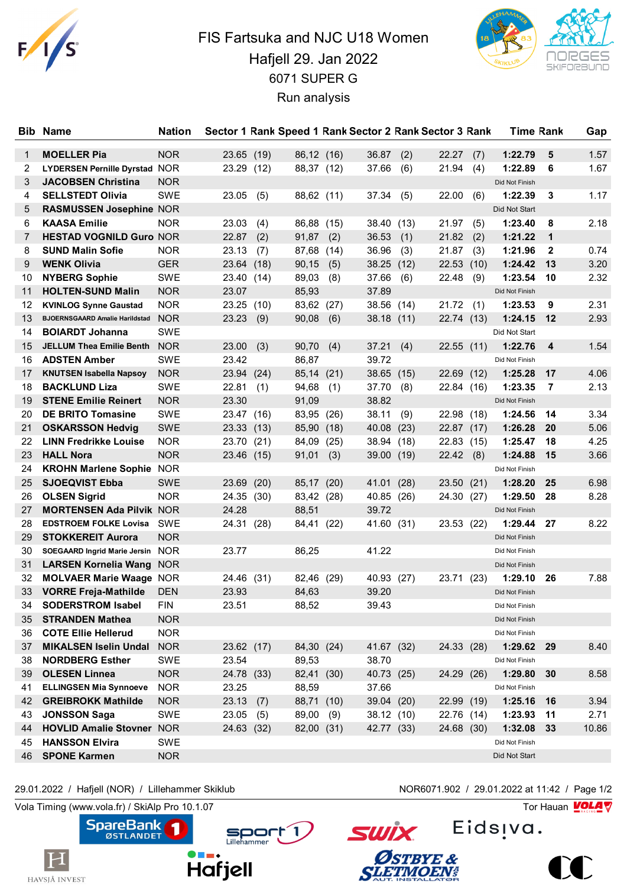# FIS Fartsuka and NJC U18 Women

## Hafjell 29. Jan 2022

## 6071 SUPER G

## Run analysis

| Bib | Name | Nation | Sector 1 | Rank | Speed 1 | Rank | Sector 2 | Rank | Sector 3 | Rank | Time | Rank | Gap |
|---|---|---|---|---|---|---|---|---|---|---|---|---|---|
| 1 | **MOELLER Pia** | NOR | 23.65 | (19) | 86,12 | (16) | 36.87 | (2) | 22.27 | (7) | **1:22.79** | **5** | 1.57 |
| 2 | **LYDERSEN Pernille Dyrstad** | NOR | 23.29 | (12) | 88,37 | (12) | 37.66 | (6) | 21.94 | (4) | **1:22.89** | **6** | 1.67 |
| 3 | **JACOBSEN Christina** | NOR | | | | | | | | | Did Not Finish | | |
| 4 | **SELLSTEDT Olivia** | SWE | 23.05 | (5) | 88,62 | (11) | 37.34 | (5) | 22.00 | (6) | **1:22.39** | **3** | 1.17 |
| 5 | **RASMUSSEN Josephine** | NOR | | | | | | | | | Did Not Start | | |
| 6 | **KAASA Emilie** | NOR | 23.03 | (4) | 86,88 | (15) | 38.40 | (13) | 21.97 | (5) | **1:23.40** | **8** | 2.18 |
| 7 | **HESTAD VOGNILD Guro** | NOR | 22.87 | (2) | 91,87 | (2) | 36.53 | (1) | 21.82 | (2) | **1:21.22** | **1** | |
| 8 | **SUND Malin Sofie** | NOR | 23.13 | (7) | 87,68 | (14) | 36.96 | (3) | 21.87 | (3) | **1:21.96** | **2** | 0.74 |
| 9 | **WENK Olivia** | GER | 23.64 | (18) | 90,15 | (5) | 38.25 | (12) | 22.53 | (10) | **1:24.42** | **13** | 3.20 |
| 10 | **NYBERG Sophie** | SWE | 23.40 | (14) | 89,03 | (8) | 37.66 | (6) | 22.48 | (9) | **1:23.54** | **10** | 2.32 |
| 11 | **HOLTEN-SUND Malin** | NOR | 23.07 | | 85,93 | | 37.89 | | | | Did Not Finish | | |
| 12 | **KVINLOG Synne Gaustad** | NOR | 23.25 | (10) | 83,62 | (27) | 38.56 | (14) | 21.72 | (1) | **1:23.53** | **9** | 2.31 |
| 13 | **BJOERNSGAARD Amalie Harildstad** | NOR | 23.23 | (9) | 90,08 | (6) | 38.18 | (11) | 22.74 | (13) | **1:24.15** | **12** | 2.93 |
| 14 | **BOIARDT Johanna** | SWE | | | | | | | | | Did Not Start | | |
| 15 | **JELLUM Thea Emilie Benth** | NOR | 23.00 | (3) | 90,70 | (4) | 37.21 | (4) | 22.55 | (11) | **1:22.76** | **4** | 1.54 |
| 16 | **ADSTEN Amber** | SWE | 23.42 | | 86,87 | | 39.72 | | | | Did Not Finish | | |
| 17 | **KNUTSEN Isabella Napsoy** | NOR | 23.94 | (24) | 85,14 | (21) | 38.65 | (15) | 22.69 | (12) | **1:25.28** | **17** | 4.06 |
| 18 | **BACKLUND Liza** | SWE | 22.81 | (1) | 94,68 | (1) | 37.70 | (8) | 22.84 | (16) | **1:23.35** | **7** | 2.13 |
| 19 | **STENE Emilie Reinert** | NOR | 23.30 | | 91,09 | | 38.82 | | | | Did Not Finish | | |
| 20 | **DE BRITO Tomasine** | SWE | 23.47 | (16) | 83,95 | (26) | 38.11 | (9) | 22.98 | (18) | **1:24.56** | **14** | 3.34 |
| 21 | **OSKARSSON Hedvig** | SWE | 23.33 | (13) | 85,90 | (18) | 40.08 | (23) | 22.87 | (17) | **1:26.28** | **20** | 5.06 |
| 22 | **LINN Fredrikke Louise** | NOR | 23.70 | (21) | 84,09 | (25) | 38.94 | (18) | 22.83 | (15) | **1:25.47** | **18** | 4.25 |
| 23 | **HALL Nora** | NOR | 23.46 | (15) | 91,01 | (3) | 39.00 | (19) | 22.42 | (8) | **1:24.88** | **15** | 3.66 |
| 24 | **KROHN Marlene Sophie** | NOR | | | | | | | | | Did Not Finish | | |
| 25 | **SJOEQVIST Ebba** | SWE | 23.69 | (20) | 85,17 | (20) | 41.01 | (28) | 23.50 | (21) | **1:28.20** | **25** | 6.98 |
| 26 | **OLSEN Sigrid** | NOR | 24.35 | (30) | 83,42 | (28) | 40.85 | (26) | 24.30 | (27) | **1:29.50** | **28** | 8.28 |
| 27 | **MORTENSEN Ada Pilvik** | NOR | 24.28 | | 88,51 | | 39.72 | | | | Did Not Finish | | |
| 28 | **EDSTROEM FOLKE Lovisa** | SWE | 24.31 | (28) | 84,41 | (22) | 41.60 | (31) | 23.53 | (22) | **1:29.44** | **27** | 8.22 |
| 29 | **STOKKEREIT Aurora** | NOR | | | | | | | | | Did Not Finish | | |
| 30 | **SOEGAARD Ingrid Marie Jersin** | NOR | 23.77 | | 86,25 | | 41.22 | | | | Did Not Finish | | |
| 31 | **LARSEN Kornelia Wang** | NOR | | | | | | | | | Did Not Finish | | |
| 32 | **MOLVAER Marie Waage** | NOR | 24.46 | (31) | 82,46 | (29) | 40.93 | (27) | 23.71 | (23) | **1:29.10** | **26** | 7.88 |
| 33 | **VORRE Freja-Mathilde** | DEN | 23.93 | | 84,63 | | 39.20 | | | | Did Not Finish | | |
| 34 | **SODERSTROM Isabel** | FIN | 23.51 | | 88,52 | | 39.43 | | | | Did Not Finish | | |
| 35 | **STRANDEN Mathea** | NOR | | | | | | | | | Did Not Finish | | |
| 36 | **COTE Ellie Hellerud** | NOR | | | | | | | | | Did Not Finish | | |
| 37 | **MIKALSEN Iselin Undal** | NOR | 23.62 | (17) | 84,30 | (24) | 41.67 | (32) | 24.33 | (28) | **1:29.62** | **29** | 8.40 |
| 38 | **NORDBERG Esther** | SWE | 23.54 | | 89,53 | | 38.70 | | | | Did Not Finish | | |
| 39 | **OLESEN Linnea** | NOR | 24.78 | (33) | 82,41 | (30) | 40.73 | (25) | 24.29 | (26) | **1:29.80** | **30** | 8.58 |
| 41 | **ELLINGSEN Mia Synnoeve** | NOR | 23.25 | | 88,59 | | 37.66 | | | | Did Not Finish | | |
| 42 | **GREIBROKK Mathilde** | NOR | 23.13 | (7) | 88,71 | (10) | 39.04 | (20) | 22.99 | (19) | **1:25.16** | **16** | 3.94 |
| 43 | **JONSSON Saga** | SWE | 23.05 | (5) | 89,00 | (9) | 38.12 | (10) | 22.76 | (14) | **1:23.93** | **11** | 2.71 |
| 44 | **HOVLID Amalie Stovner** | NOR | 24.63 | (32) | 82,00 | (31) | 42.77 | (33) | 24.68 | (30) | **1:32.08** | **33** | 10.86 |
| 45 | **HANSSON Elvira** | SWE | | | | | | | | | Did Not Finish | | |
| 46 | **SPONE Karmen** | NOR | | | | | | | | | Did Not Start | | |

29.01.2022 / Hafjell (NOR) / Lillehammer Skiklub — NOR6071.902 / 29.01.2022 at 11:42

Vola Timing (www.vola.fr) / SkiAlp Pro 10.1.07 — Tor Hauan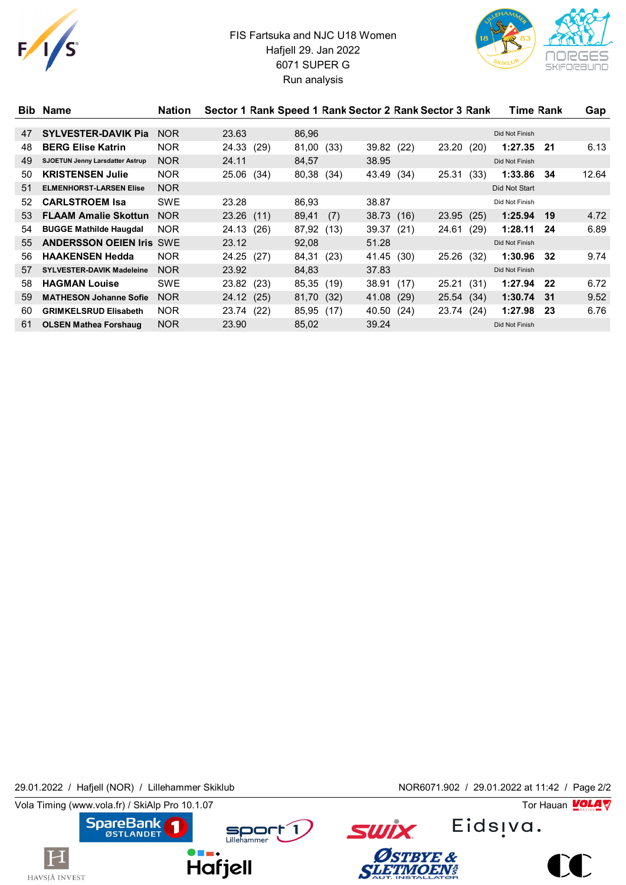FIS Fartsuka and NJC U18 Women
Hafjell 29. Jan 2022
6071 SUPER G
Run analysis

| Bib | Name | Nation | Sector 1 | Rank | Speed 1 | Rank | Sector 2 | Rank | Sector 3 | Rank | Time | Rank | Gap |
|---|---|---|---|---|---|---|---|---|---|---|---|---|---|
| 47 | **SYLVESTER-DAVIK Pia** | NOR | 23.63 | | 86,96 | | | | | | Did Not Finish | | |
| 48 | **BERG Elise Katrin** | NOR | 24.33 | (29) | 81,00 | (33) | 39.82 | (22) | 23.20 | (20) | **1:27.35** | **21** | 6.13 |
| 49 | **SJOETUN Jenny Larsdatter Astrup** | NOR | 24.11 | | 84,57 | | 38.95 | | | | Did Not Finish | | |
| 50 | **KRISTENSEN Julie** | NOR | 25.06 | (34) | 80,38 | (34) | 43.49 | (34) | 25.31 | (33) | **1:33.86** | **34** | 12.64 |
| 51 | **ELMENHORST-LARSEN Elise** | NOR | | | | | | | | | Did Not Start | | |
| 52 | **CARLSTROEM Isa** | SWE | 23.28 | | 86,93 | | 38.87 | | | | Did Not Finish | | |
| 53 | **FLAAM Amalie Skottun** | NOR | 23.26 | (11) | 89,41 | (7) | 38.73 | (16) | 23.95 | (25) | **1:25.94** | **19** | 4.72 |
| 54 | **BUGGE Mathilde Haugdal** | NOR | 24.13 | (26) | 87,92 | (13) | 39.37 | (21) | 24.61 | (29) | **1:28.11** | **24** | 6.89 |
| 55 | **ANDERSSON OEIEN Iris** | SWE | 23.12 | | 92,08 | | 51.28 | | | | Did Not Finish | | |
| 56 | **HAAKENSEN Hedda** | NOR | 24.25 | (27) | 84,31 | (23) | 41.45 | (30) | 25.26 | (32) | **1:30.96** | **32** | 9.74 |
| 57 | **SYLVESTER-DAVIK Madeleine** | NOR | 23.92 | | 84,83 | | 37.83 | | | | Did Not Finish | | |
| 58 | **HAGMAN Louise** | SWE | 23.82 | (23) | 85,35 | (19) | 38.91 | (17) | 25.21 | (31) | **1:27.94** | **22** | 6.72 |
| 59 | **MATHESON Johanne Sofie** | NOR | 24.12 | (25) | 81,70 | (32) | 41.08 | (29) | 25.54 | (34) | **1:30.74** | **31** | 9.52 |
| 60 | **GRIMKELSRUD Elisabeth** | NOR | 23.74 | (22) | 85,95 | (17) | 40.50 | (24) | 23.74 | (24) | **1:27.98** | **23** | 6.76 |
| 61 | **OLSEN Mathea Forshaug** | NOR | 23.90 | | 85,02 | | 39.24 | | | | Did Not Finish | | |

29.01.2022 / Hafjell (NOR) / Lillehammer Skiklub — NOR6071.902 / 29.01.2022 at 11:42

Vola Timing (www.vola.fr) / SkiAlp Pro 10.1.07 — Tor Hauan